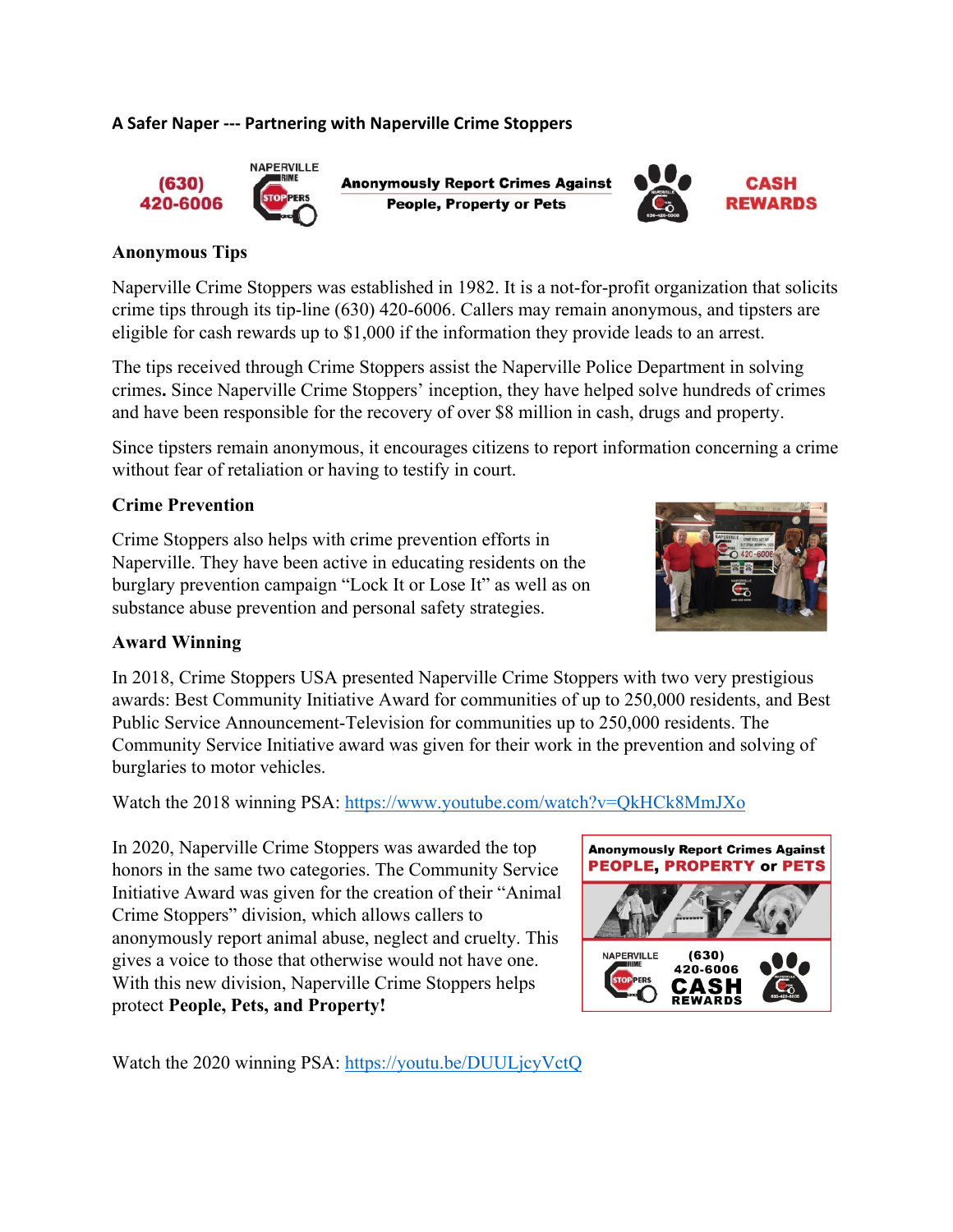**A Safer Naper --- Partnering with Naperville Crime Stoppers**

(630) 420-6006 | Anonymously Report Crimes Against People, Property or Pets | CASH REWARDS

### Anonymous Tips

Naperville Crime Stoppers was established in 1982. It is a not-for-profit organization that solicits crime tips through its tip-line (630) 420-6006. Callers may remain anonymous, and tipsters are eligible for cash rewards up to $1,000 if the information they provide leads to an arrest.

The tips received through Crime Stoppers assist the Naperville Police Department in solving crimes**.** Since Naperville Crime Stoppers' inception, they have helped solve hundreds of crimes and have been responsible for the recovery of over $8 million in cash, drugs and property.

Since tipsters remain anonymous, it encourages citizens to report information concerning a crime without fear of retaliation or having to testify in court.

### Crime Prevention

Crime Stoppers also helps with crime prevention efforts in Naperville. They have been active in educating residents on the burglary prevention campaign "Lock It or Lose It" as well as on substance abuse prevention and personal safety strategies.

### Award Winning

In 2018, Crime Stoppers USA presented Naperville Crime Stoppers with two very prestigious awards: Best Community Initiative Award for communities of up to 250,000 residents, and Best Public Service Announcement-Television for communities up to 250,000 residents. The Community Service Initiative award was given for their work in the prevention and solving of burglaries to motor vehicles.

Watch the 2018 winning PSA: https://www.youtube.com/watch?v=QkHCk8MmJXo

In 2020, Naperville Crime Stoppers was awarded the top honors in the same two categories. The Community Service Initiative Award was given for the creation of their "Animal Crime Stoppers" division, which allows callers to anonymously report animal abuse, neglect and cruelty. This gives a voice to those that otherwise would not have one. With this new division, Naperville Crime Stoppers helps protect **People, Pets, and Property!**

Watch the 2020 winning PSA: https://youtu.be/DUULjcyVctQ